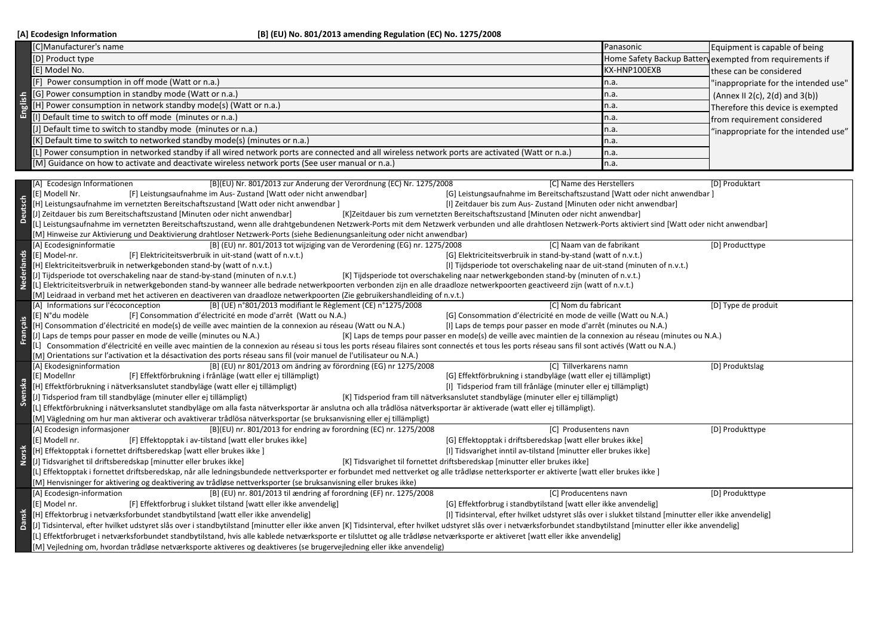**[A] Ecodesign Information** **[B] (EU) No. 801/2013 amending Regulation (EC) No. 1275/2008**

| English | | | |
|---|---|---|---|
| | [C]Manufacturer's name | Panasonic | Equipment is capable of being exempted from requirements if these can be considered "inappropriate for the intended use" (Annex II 2(c), 2(d) and 3(b)) Therefore this device is exempted from requirement considered "inappropriate for the intended use" |
| | [D] Product type | Home Safety Backup Battery | |
| | [E] Model No. | KX-HNP100EXB | |
| | [F] Power consumption in off mode (Watt or n.a.) | n.a. | |
| | [G] Power consumption in standby mode (Watt or n.a.) | n.a. | |
| | [H] Power consumption in network standby mode(s) (Watt or n.a.) | n.a. | |
| | [I] Default time to switch to off mode (minutes or n.a.) | n.a. | |
| | [J] Default time to switch to standby mode (minutes or n.a.) | n.a. | |
| | [K] Default time to switch to networked standby mode(s) (minutes or n.a.) | n.a. | |
| | [L] Power consumption in networked standby if all wired network ports are connected and all wireless network ports are activated (Watt or n.a.) | n.a. | |
| | [M] Guidance on how to activate and deactivate wireless network ports (See user manual or n.a.) | n.a. | |

**Deutsch**

[A] Ecodesign Informationen [B](EU) Nr. 801/2013 zur Anderung der Verordnung (EC) Nr. 1275/2008 [C] Name des Herstellers [D] Produktart
[E] Modell Nr. [F] Leistungsaufnahme im Aus- Zustand [Watt oder nicht anwendbar] [G] Leistungsaufnahme im Bereitschaftszustand [Watt oder nicht anwendbar ]
[H] Leistungsaufnahme im vernetzten Bereitschaftszustand [Watt oder nicht anwendbar ] [I] Zeitdauer bis zum Aus- Zustand [Minuten oder nicht anwendbar]
[J] Zeitdauer bis zum Bereitschaftszustand [Minuten oder nicht anwendbar] [K]Zeitdauer bis zum vernetzten Bereitschaftszustand [Minuten oder nicht anwendbar]
[L] Leistungsaufnahme im vernetzten Bereitschaftszustand, wenn alle drahtgebundenen Netzwerk-Ports mit dem Netzwerk verbunden und alle drahtlosen Netzwerk-Ports aktiviert sind [Watt oder nicht anwendbar]
[M] Hinweise zur Aktivierung und Deaktivierung drahtloser Netzwerk-Ports (siehe Bedienungsanleitung oder nicht anwendbar)

**Nederlands**

[A] Ecodesigninformatie [B] (EU) nr. 801/2013 tot wijziging van de Verordening (EG) nr. 1275/2008 [C] Naam van de fabrikant [D] Producttype
[E] Model-nr. [F] Elektriciteitsverbruik in uit-stand (watt of n.v.t.) [G] Elektriciteitsverbruik in stand-by-stand (watt of n.v.t.)
[H] Elektriciteitsverbruik in netwerkgebonden stand-by (watt of n.v.t.) [I] Tijdsperiode tot overschakeling naar de uit-stand (minuten of n.v.t.)
[J] Tijdsperiode tot overschakeling naar de stand-by-stand (minuten of n.v.t.) [K] Tijdsperiode tot overschakeling naar netwerkgebonden stand-by (minuten of n.v.t.)
[L] Elektriciteitsverbruik in netwerkgebonden stand-by wanneer alle bedrade netwerkpoorten verbonden zijn en alle draadloze netwerkpoorten geactiveerd zijn (watt of n.v.t.)
[M] Leidraad in verband met het activeren en deactiveren van draadloze netwerkpoorten (Zie gebruikershandleiding of n.v.t.)

**Français**

[A] Informations sur l'écoconception [B] (UE) n°801/2013 modifiant le Règlement (CE) n°1275/2008 [C] Nom du fabricant [D] Type de produit
[E] N°du modèle [F] Consommation d'électricité en mode d'arrêt (Watt ou N.A.) [G] Consommation d'électricité en mode de veille (Watt ou N.A.)
[H] Consommation d'électricité en mode(s) de veille avec maintien de la connexion au réseau (Watt ou N.A.) [I] Laps de temps pour passer en mode d'arrêt (minutes ou N.A.)
[J] Laps de temps pour passer en mode de veille (minutes ou N.A.) [K] Laps de temps pour passer en mode(s) de veille avec maintien de la connexion au réseau (minutes ou N.A.)
[L] Consommation d'électricité en veille avec maintien de la connexion au réseau si tous les ports réseau filaires sont connectés et tous les ports réseau sans fil sont activés (Watt ou N.A.)
[M] Orientations sur l'activation et la désactivation des ports réseau sans fil (voir manuel de l'utilisateur ou N.A.)

**Svenska**

[A] Ekodesigninformation [B] (EU) nr 801/2013 om ändring av förordning (EG) nr 1275/2008 [C] Tillverkarens namn [D] Produktslag
[E] Modellnr [F] Effektförbrukning i frånläge (watt eller ej tillämpligt) [G] Effektförbrukning i standbyläge (watt eller ej tillämpligt)
[H] Effektförbrukning i nätverksanslutet standbyläge (watt eller ej tillämpligt) [I] Tidsperiod fram till frånläge (minuter eller ej tillämpligt)
[J] Tidsperiod fram till standbyläge (minuter eller ej tillämpligt) [K] Tidsperiod fram till nätverksanslutet standbyläge (minuter eller ej tillämpligt)
[L] Effektförbrukning i nätverksanslutet standbyläge om alla fasta nätverksportar är anslutna och alla trådlösa nätverksportar är aktiverade (watt eller ej tillämpligt).
[M] Vägledning om hur man aktiverar och avaktiverar trådlösa nätverksportar (se bruksanvisning eller ej tillämpligt)

**Norsk**

[A] Ecodesign informasjoner [B](EU) nr. 801/2013 for endring av forordning (EC) nr. 1275/2008 [C] Produsentens navn [D] Produkttype
[E] Modell nr. [F] Effektopptak i av-tilstand [watt eller brukes ikke] [G] Effektopptak i driftsberedskap [watt eller brukes ikke]
[H] Effektopptak i fornettet driftsberedskap [watt eller brukes ikke ] [I] Tidsvarighet inntil av-tilstand [minutter eller brukes ikke]
[J] Tidsvarighet til driftsberedskap [minutter eller brukes ikke] [K] Tidsvarighet til fornettet driftsberedskap [minutter eller brukes ikke]
[L] Effektopptak i fornettet driftsberedskap, når alle ledningsbundede nettverksporter er forbundet med nettverket og alle trådløse netterksporter er aktiverte [watt eller brukes ikke ]
[M] Henvisninger for aktivering og deaktivering av trådløse nettverksporter (se bruksanvisning eller brukes ikke)

**Dansk**

[A] Ecodesign-information [B] (EU) nr. 801/2013 til ændring af forordning (EF) nr. 1275/2008 [C] Producentens navn [D] Produkttype
[E] Model nr. [F] Effektforbrug i slukket tilstand [watt eller ikke anvendelig] [G] Effektforbrug i standbytilstand [watt eller ikke anvendelig]
[H] Effektorbrug i netværksforbundet standbytilstand [watt eller ikke anvendelig] [I] Tidsinterval, efter hvilket udstyret slås over i slukket tilstand [minutter eller ikke anvendelig]
[J] Tidsinterval, efter hvilket udstyret slås over i standbytilstand [minutter eller ikke anven [K] Tidsinterval, efter hvilket udstyret slås over i netværksforbundet standbytilstand [minutter eller ikke anvendelig]
[L] Effektforbruget i netværksforbundet standbytilstand, hvis alle kablede netværksporte er tilsluttet og alle trådløse netværksporte er aktiveret [watt eller ikke anvendelig]
[M] Vejledning om, hvordan trådløse netværksporte aktiveres og deaktiveres (se brugervejledning eller ikke anvendelig)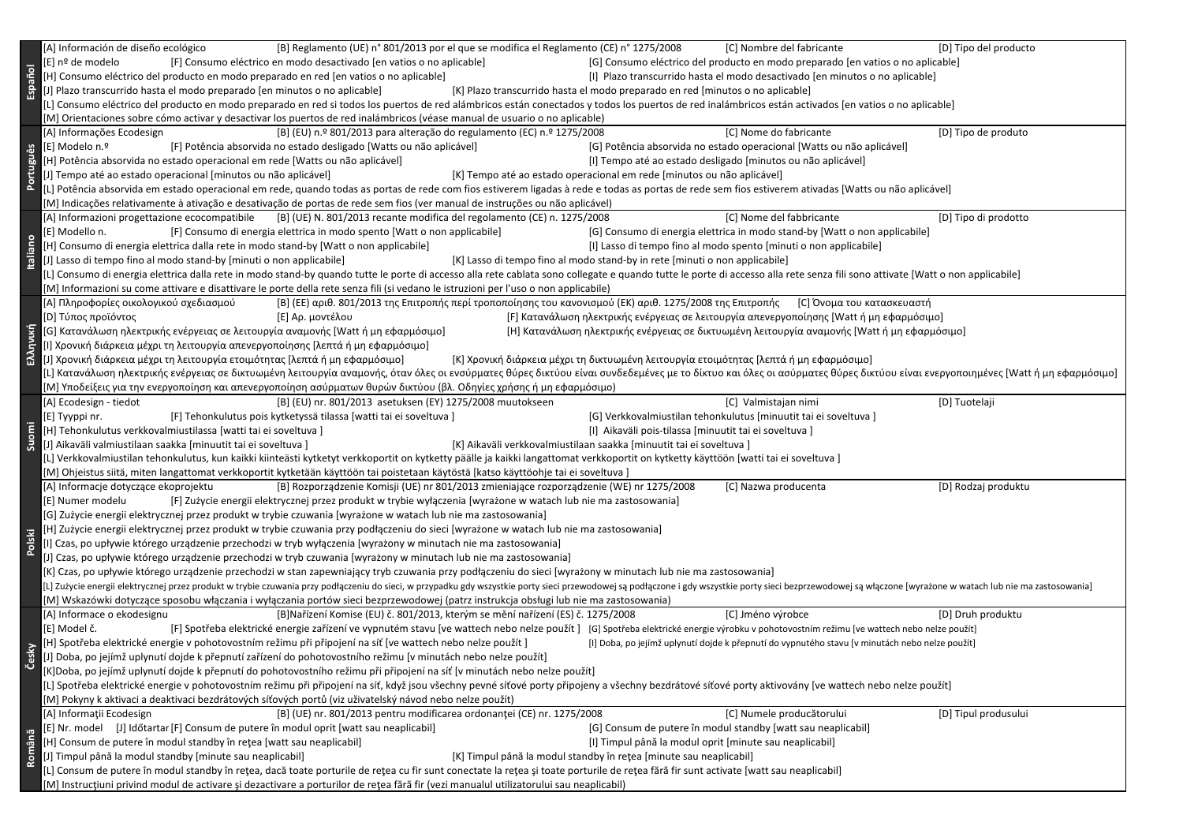| Language | Content |
|---|---|
| Español | [A] Información de diseño ecológico [B] Reglamento (UE) n° 801/2013 por el que se modifica el Reglamento (CE) n° 1275/2008 [C] Nombre del fabricante [D] Tipo del producto<br>[E] nº de modelo [F] Consumo eléctrico en modo desactivado [en vatios o no aplicable] [G] Consumo eléctrico del producto en modo preparado [en vatios o no aplicable]<br>[H] Consumo eléctrico del producto en modo preparado en red [en vatios o no aplicable] [I] Plazo transcurrido hasta el modo desactivado [en minutos o no aplicable]<br>[J] Plazo transcurrido hasta el modo preparado [en minutos o no aplicable] [K] Plazo transcurrido hasta el modo preparado en red [minutos o no aplicable]<br>[L] Consumo eléctrico del producto en modo preparado en red si todos los puertos de red alámbricos están conectados y todos los puertos de red inalámbricos están activados [en vatios o no aplicable]<br>[M] Orientaciones sobre cómo activar y desactivar los puertos de red inalámbricos (véase manual de usuario o no aplicable) |
| Português | [A] Informações Ecodesign [B] (EU) n.º 801/2013 para alteração do regulamento (EC) n.º 1275/2008 [C] Nome do fabricante [D] Tipo de produto<br>[E] Modelo n.º [F] Potência absorvida no estado desligado [Watts ou não aplicável] [G] Potência absorvida no estado operacional [Watts ou não aplicável]<br>[H] Potência absorvida no estado operacional em rede [Watts ou não aplicável] [I] Tempo até ao estado desligado [minutos ou não aplicável]<br>[J] Tempo até ao estado operacional [minutos ou não aplicável] [K] Tempo até ao estado operacional em rede [minutos ou não aplicável]<br>[L] Potência absorvida em estado operacional em rede, quando todas as portas de rede com fios estiverem ligadas à rede e todas as portas de rede sem fios estiverem ativadas [Watts ou não aplicável]<br>[M] Indicações relativamente à ativação e desativação de portas de rede sem fios (ver manual de instruções ou não aplicável) |
| Italiano | [A] Informazioni progettazione ecocompatibile [B] (UE) N. 801/2013 recante modifica del regolamento (CE) n. 1275/2008 [C] Nome del fabbricante [D] Tipo di prodotto<br>[E] Modello n. [F] Consumo di energia elettrica in modo spento [Watt o non applicabile] [G] Consumo di energia elettrica in modo stand-by [Watt o non applicabile]<br>[H] Consumo di energia elettrica dalla rete in modo stand-by [Watt o non applicabile] [I] Lasso di tempo fino al modo spento [minuti o non applicabile]<br>[J] Lasso di tempo fino al modo stand-by [minuti o non applicabile] [K] Lasso di tempo fino al modo stand-by in rete [minuti o non applicabile]<br>[L] Consumo di energia elettrica dalla rete in modo stand-by quando tutte le porte di accesso alla rete cablata sono collegate e quando tutte le porte di accesso alla rete senza fili sono attivate [Watt o non applicabile]<br>[M] Informazioni su come attivare e disattivare le porte della rete senza fili (si vedano le istruzioni per l'uso o non applicabile) |
| Ελληνική | [A] Πληροφορίες οικολογικού σχεδιασμού [B] (ΕΕ) αριθ. 801/2013 της Επιτροπής περί τροποποίησης του κανονισμού (ΕΚ) αριθ. 1275/2008 της Επιτροπής [C] Όνομα του κατασκευαστή<br>[D] Τύπος προϊόντος [E] Αρ. μοντέλου [F] Κατανάλωση ηλεκτρικής ενέργειας σε λειτουργία απενεργοποίησης [Watt ή μη εφαρμόσιμο]<br>[G] Κατανάλωση ηλεκτρικής ενέργειας σε λειτουργία αναμονής [Watt ή μη εφαρμόσιμο] [H] Κατανάλωση ηλεκτρικής ενέργειας σε δικτυωμένη λειτουργία αναμονής [Watt ή μη εφαρμόσιμο]<br>[I] Χρονική διάρκεια μέχρι τη λειτουργία απενεργοποίησης [λεπτά ή μη εφαρμόσιμο]<br>[J] Χρονική διάρκεια μέχρι τη λειτουργία ετοιμότητας [λεπτά ή μη εφαρμόσιμο] [K] Χρονική διάρκεια μέχρι τη δικτυωμένη λειτουργία ετοιμότητας [λεπτά ή μη εφαρμόσιμο]<br>[L] Κατανάλωση ηλεκτρικής ενέργειας σε δικτυωμένη λειτουργία αναμονής, όταν όλες οι ενσύρματες θύρες δικτύου είναι συνδεδεμένες με το δίκτυο και όλες οι ασύρματες θύρες δικτύου είναι ενεργοποιημένες [Watt ή μη εφαρμόσιμο]<br>[M] Υποδείξεις για την ενεργοποίηση και απενεργοποίηση ασύρματων θυρών δικτύου (βλ. Οδηγίες χρήσης ή μη εφαρμόσιμο) |
| Suomi | [A] Ecodesign - tiedot [B] (EU) nr. 801/2013 asetuksen (EY) 1275/2008 muutokseen [C] Valmistajan nimi [D] Tuotelaji<br>[E] Tyyppi nr. [F] Tehonkulutus pois kytketyssä tilassa [watti tai ei soveltuva ] [G] Verkkovalmiustilan tehonkulutus [minuutit tai ei soveltuva ]<br>[H] Tehonkulutus verkkovalmiustilassa [watti tai ei soveltuva ] [I] Aikaväli pois-tilassa [minuutit tai ei soveltuva ]<br>[J] Aikaväli valmiustilaan saakka [minuutit tai ei soveltuva ] [K] Aikaväli verkkovalmiustilaan saakka [minuutit tai ei soveltuva ]<br>[L] Verkkovalmiustilan tehonkulutus, kun kaikki kiinteästi kytketyt verkkoportit on kytketty päälle ja kaikki langattomat verkkoportit on kytketty käyttöön [watti tai ei soveltuva ]<br>[M] Ohjeistus siitä, miten langattomat verkkoportit kytketään käyttöön tai poistetaan käytöstä [katso käyttöohje tai ei soveltuva ] |
| Polski | [A] Informacje dotyczące ekoprojektu [B] Rozporządzenie Komisji (UE) nr 801/2013 zmieniające rozporządzenie (WE) nr 1275/2008 [C] Nazwa producenta [D] Rodzaj produktu<br>[E] Numer modelu [F] Zużycie energii elektrycznej przez produkt w trybie wyłączenia [wyrażone w watach lub nie ma zastosowania]<br>[G] Zużycie energii elektrycznej przez produkt w trybie czuwania [wyrażone w watach lub nie ma zastosowania]<br>[H] Zużycie energii elektrycznej przez produkt w trybie czuwania przy podłączeniu do sieci [wyrażone w watach lub nie ma zastosowania]<br>[I] Czas, po upływie którego urządzenie przechodzi w tryb wyłączenia [wyrażony w minutach nie ma zastosowania]<br>[J] Czas, po upływie którego urządzenie przechodzi w tryb czuwania [wyrażony w minutach lub nie ma zastosowania]<br>[K] Czas, po upływie którego urządzenie przechodzi w stan zapewniający tryb czuwania przy podłączeniu do sieci [wyrażony w minutach lub nie ma zastosowania]<br>[L] Zużycie energii elektrycznej przez produkt w trybie czuwania przy podłączeniu do sieci, w przypadku gdy wszystkie porty sieci przewodowej są podłączone i gdy wszystkie porty sieci bezprzewodowej są włączone [wyrażone w watach lub nie ma zastosowania]<br>[M] Wskazówki dotyczące sposobu włączania i wyłączania portów sieci bezprzewodowej (patrz instrukcja obsługi lub nie ma zastosowania) |
| Česky | [A] Informace o ekodesignu [B]Nařízení Komise (EU) č. 801/2013, kterým se mění nařízení (ES) č. 1275/2008 [C] Jméno výrobce [D] Druh produktu<br>[E] Model č. [F] Spotřeba elektrické energie zařízení ve vypnutém stavu [ve wattech nebo nelze použít ] [G] Spotřeba elektrické energie výrobku v pohotovostním režimu [ve wattech nebo nelze použít]<br>[H] Spotřeba elektrické energie v pohotovostním režimu při připojení na síť [ve wattech nebo nelze použít ] [I] Doba, po jejímž uplynutí dojde k přepnutí do vypnutého stavu [v minutách nebo nelze použít]<br>[J] Doba, po jejímž uplynutí dojde k přepnutí zařízení do pohotovostního režimu [v minutách nebo nelze použít]<br>[K]Doba, po jejímž uplynutí dojde k přepnutí do pohotovostního režimu při připojení na síť [v minutách nebo nelze použít]<br>[L] Spotřeba elektrické energie v pohotovostním režimu při připojení na síť, když jsou všechny pevné síťové porty připojeny a všechny bezdrátové síťové porty aktivovány [ve wattech nebo nelze použít]<br>[M] Pokyny k aktivaci a deaktivaci bezdrátových síťových portů (viz uživatelský návod nebo nelze použít) |
| Română | [A] Informaţii Ecodesign [B] (UE) nr. 801/2013 pentru modificarea ordonanţei (CE) nr. 1275/2008 [C] Numele producătorului [D] Tipul produsului<br>[E] Nr. model [J] Idő­tartar [F] Consum de putere în modul oprit [watt sau neaplicabil] [G] Consum de putere în modul standby [watt sau neaplicabil]<br>[H] Consum de putere în modul standby în reţea [watt sau neaplicabil] [I] Timpul până la modul oprit [minute sau neaplicabil]<br>[J] Timpul până la modul standby [minute sau neaplicabil] [K] Timpul până la modul standby în reţea [minute sau neaplicabil]<br>[L] Consum de putere în modul standby în reţea, dacă toate porturile de reţea cu fir sunt conectate la reţea şi toate porturile de reţea fără fir sunt activate [watt sau neaplicabil]<br>[M] Instrucţiuni privind modul de activare şi dezactivare a porturilor de reţea fără fir (vezi manualul utilizatorului sau neaplicabil) |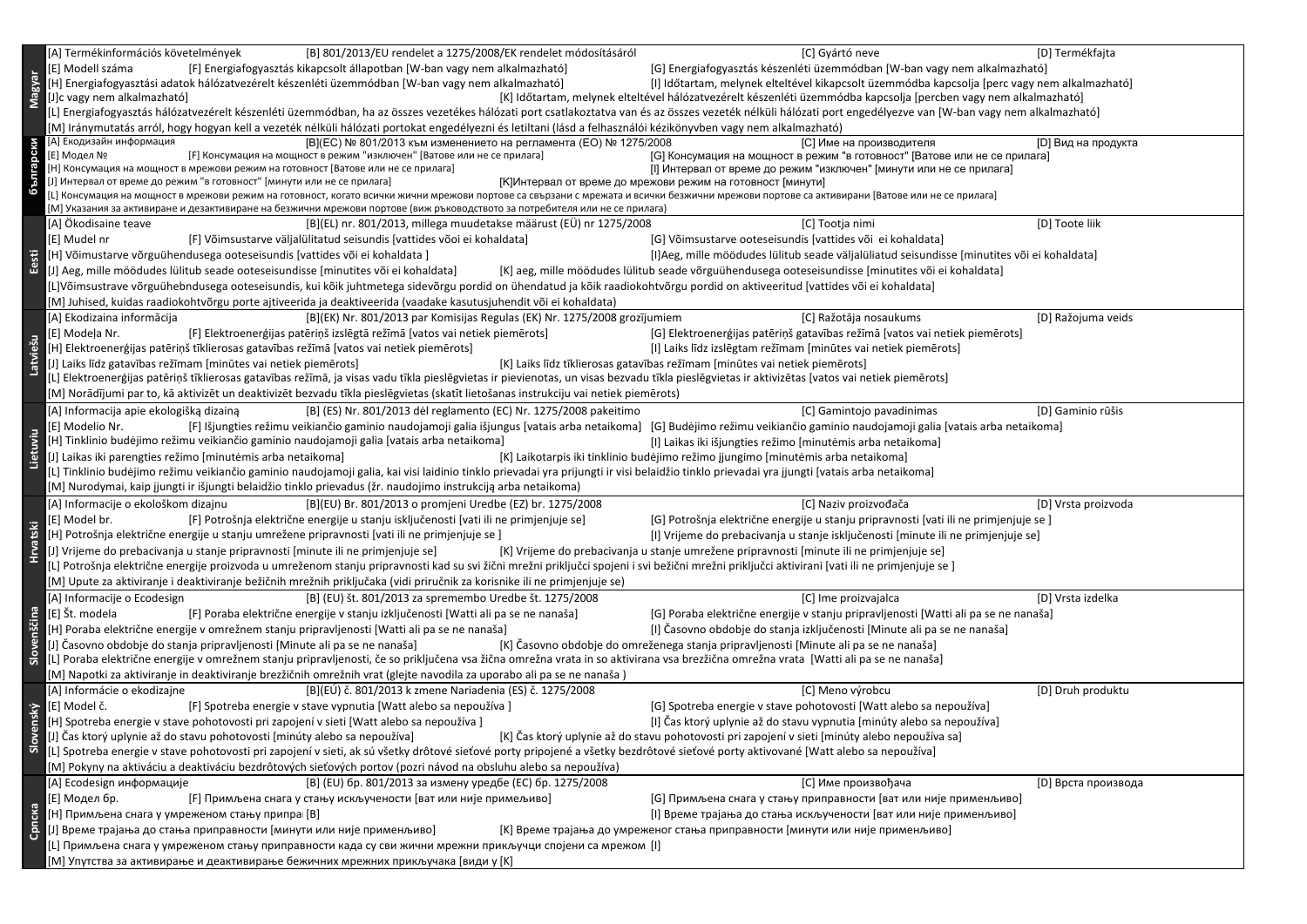| | |
|---|---|
| Magyar | [A] Termékinformációs követelmények [B] 801/2013/EU rendelet a 1275/2008/EK rendelet módosításáról [C] Gyártó neve [D] Termékfajta<br>[E] Modell száma [F] Energiafogyasztás kikapcsolt állapotban [W-ban vagy nem alkalmazható] [G] Energiafogyasztás készenléti üzemmódban [W-ban vagy nem alkalmazható]<br>[H] Energiafogyasztási adatok hálózatvezérelt készenléti üzemmódban [W-ban vagy nem alkalmazható] [I] Időtartam, melynek elteltével kikapcsolt üzemmódba kapcsolja [perc vagy nem alkalmazható]<br>[J]c vagy nem alkalmazható] [K] Időtartam, melynek elteltével hálózatvezérelt készenléti üzemmódba kapcsolja [percben vagy nem alkalmazható]<br>[L] Energiafogyasztás hálózatvezérelt készenléti üzemmódban, ha az összes vezetékes hálózati port csatlakoztatva van és az összes vezeték nélküli hálózati port engedélyezve van [W-ban vagy nem alkalmazható]<br>[M] Iránymutatás arról, hogy hogyan kell a vezeték nélküli hálózati portokat engedélyezni és letiltani (lásd a felhasználói kézikönyvben vagy nem alkalmazható) |
| български | [A] Екодизайн информация [B](ЕС) № 801/2013 към изменението на регламента (ЕО) № 1275/2008 [C] Име на производителя [D] Вид на продукта<br>[E] Модел № [F] Консумация на мощност в режим "изключен" [Ватове или не се прилага] [G] Консумация на мощност в режим "в готовност" [Ватове или не се прилага]<br>[H] Консумация на мощност в мрежови режим на готовност [Ватове или не се прилага] [I] Интервал от време до режим "изключен" [минути или не се прилага]<br>[J] Интервал от време до режим "в готовност" [минути или не се прилага] [K]Интервал от време до мрежови режим на готовност [минути]<br>[L] Консумация на мощност в мрежови режим на готовност, когато всички жични мрежови портове са свързани с мрежата и всички безжични мрежови портове са активирани [Ватове или не се прилага]<br>[M] Указания за активиране и дезактивиране на безжични мрежови портове (виж ръководството за потребителя или не се прилага) |
| Eesti | [A] Ökodisaine teave [B](EL) nr. 801/2013, millega muudetakse määrust (EÜ) nr 1275/2008 [C] Tootja nimi [D] Toote liik<br>[E] Mudel nr [F] Võimsustarve väljalülitatud seisundis [vattides või ei kohaldata] [G] Võimsustarve ooteseisundis [vattides või ei kohaldata]<br>[H] Võimustarve võrguühendusega ooteseisundis [vattides või ei kohaldata ] [I]Aeg, mille möödudes lülitub seade väljalülitatud seisundisse [minutites või ei kohaldata]<br>[J] Aeg, mille möödudes lülitub seade ooteseisundisse [minutites või ei kohaldata] [K] aeg, mille möödudes lülitub seade võrguühendusega ooteseisundisse [minutites või ei kohaldata]<br>[L]Võimsustrave võrguühebndusega ooteseisundis, kui kõik juhtmetega sidevõrgu pordid on ühendatud ja kõik raadiokohtvõrgu pordid on aktiveeritud [vattides või ei kohaldata]<br>[M] Juhised, kuidas raadiokohtvõrgu porte ajtiveerida ja deaktiveerida (vaadake kasutusjuhendit või ei kohaldata) |
| Latviešu | [A] Ekodizaina informācija [B](EK) Nr. 801/2013 par Komisijas Regulas (EK) Nr. 1275/2008 grozījumiem [C] Ražotāja nosaukums [D] Ražojuma veids<br>[E] Modeļa Nr. [F] Elektroenerģijas patēriņš izslēgtā režīmā [vatos vai netiek piemērots] [G] Elektroenerģijas patēriņš gatavības režīmā [vatos vai netiek piemērots]<br>[H] Elektroenerģijas patēriņš tīklierosas gatavības režīmā [vatos vai netiek piemērots] [I] Laiks līdz izslēgtam režīmam [minūtes vai netiek piemērots]<br>[J] Laiks līdz gatavības režīmam [minūtes vai netiek piemērots] [K] Laiks līdz tīklierosas gatavības režīmam [minūtes vai netiek piemērots]<br>[L] Elektroenerģijas patēriņš tīklierosas gatavības režīmā, ja visas vadu tīkla pieslēgvietas ir pievienotas, un visas bezvadu tīkla pieslēgvietas ir aktivizētas [vatos vai netiek piemērots]<br>[M] Norādījumi par to, kā aktivizēt un deaktivizēt bezvadu tīkla pieslēgvietas (skatīt lietošanas instrukciju vai netiek piemērots) |
| Lietuvių | [A] Informacija apie ekologišką dizainą [B] (ES) Nr. 801/2013 dėl reglamento (EC) Nr. 1275/2008 pakeitimo [C] Gamintojo pavadinimas [D] Gaminio rūšis<br>[E] Modelio Nr. [F] Išjungties režimu veikiančio gaminio naudojamoji galia išjungus [vatais arba netaikoma] [G] Budėjimo režimu veikiančio gaminio naudojamoji galia [vatais arba netaikoma]<br>[H] Tinklinio budėjimo režimu veikiančio gaminio naudojamoji galia [vatais arba netaikoma] [I] Laikas iki išjungties režimo [minutėmis arba netaikoma]<br>[J] Laikas iki parengties režimo [minutėmis arba netaikoma] [K] Laikotarpis iki tinklinio budėjimo režimo įjungimo [minutėmis arba netaikoma]<br>[L] Tinklinio budėjimo režimu veikiančio gaminio naudojamoji galia, kai visi laidinio tinklo prievadai yra prijungti ir visi belaidžio tinklo prievadai yra įjungti [vatais arba netaikoma]<br>[M] Nurodymai, kaip įjungti ir išjungti belaidžio tinklo prievadus (žr. naudojimo instrukciją arba netaikoma) |
| Hrvatski | [A] Informacije o ekološkom dizajnu [B](EU) Br. 801/2013 o promjeni Uredbe (EZ) br. 1275/2008 [C] Naziv proizvođača [D] Vrsta proizvoda<br>[E] Model br. [F] Potrošnja električne energije u stanju isključenosti [vati ili ne primjenjuje se] [G] Potrošnja električne energije u stanju pripravnosti [vati ili ne primjenjuje se ]<br>[H] Potrošnja električne energije u stanju umrežene pripravnosti [vati ili ne primjenjuje se ] [I] Vrijeme do prebacivanja u stanje isključenosti [minute ili ne primjenjuje se]<br>[J] Vrijeme do prebacivanja u stanje pripravnosti [minute ili ne primjenjuje se] [K] Vrijeme do prebacivanja u stanje umrežene pripravnosti [minute ili ne primjenjuje se]<br>[L] Potrošnja električne energije proizvoda u umreženom stanju pripravnosti kad su svi žični mrežni priključci spojeni i svi bežični mrežni priključci aktivirani [vati ili ne primjenjuje se ]<br>[M] Upute za aktiviranje i deaktiviranje bežičnih mrežnih priključaka (vidi priručnik za korisnike ili ne primjenjuje se) |
| Slovenščina | [A] Informacije o Ecodesign [B] (EU) št. 801/2013 za spremembo Uredbe št. 1275/2008 [C] Ime proizvajalca [D] Vrsta izdelka<br>[E] Št. modela [F] Poraba električne energije v stanju izklјučenosti [Watti ali pa se ne nanaša] [G] Poraba električne energije v stanju pripravljenosti [Watti ali pa se ne nanaša]<br>[H] Poraba električne energije v omrežnem stanju pripravljenosti [Watti ali pa se ne nanaša] [I] Časovno obdobje do stanja izklјučenosti [Minute ali pa se ne nanaša]<br>[J] Časovno obdobje do stanja pripravljenosti [Minute ali pa se ne nanaša] [K] Časovno obdobje do omreženega stanja pripravljenosti [Minute ali pa se ne nanaša]<br>[L] Poraba električne energije v omrežnem stanju pripravljenosti, če so priključena vsa žična omrežna vrata in so aktivirana vsa brezžična omrežna vrata [Watti ali pa se ne nanaša]<br>[M] Napotki za aktiviranje in deaktiviranje brezžičnih omrežnih vrat (glejte navodila za uporabo ali pa se ne nanaša ) |
| Slovenský | [A] Informácie o ekodizajne [B](EÚ) č. 801/2013 k zmene Nariadenia (ES) č. 1275/2008 [C] Meno výrobcu [D] Druh produktu<br>[E] Model č. [F] Spotreba energie v stave vypnutia [Watt alebo sa nepoužíva ] [G] Spotreba energie v stave pohotovosti [Watt alebo sa nepoužíva]<br>[H] Spotreba energie v stave pohotovosti pri zapojení v sieti [Watt alebo sa nepoužíva ] [I] Čas ktorý uplynie až do stavu vypnutia [minúty alebo sa nepoužíva]<br>[J] Čas ktorý uplynie až do stavu pohotovosti [minúty alebo sa nepoužíva] [K] Čas ktorý uplynie až do stavu pohotovosti pri zapojení v sieti [minúty alebo nepoužíva sa]<br>[L] Spotreba energie v stave pohotovosti pri zapojení v sieti, ak sú všetky drôtové sieťové porty pripojené a všetky bezdrôtové sieťové porty aktivované [Watt alebo sa nepoužíva]<br>[M] Pokyny na aktiváciu a deaktiváciu bezdrôtových sieťových portov (pozri návod na obsluhu alebo sa nepoužíva) |
| Српска | [A] Ecodesign информације [B] (EU) бр. 801/2013 за измену уредбе (ЕС) бр. 1275/2008 [C] Име произвођача [D] Врста производа<br>[E] Модел бр. [F] Примљена снага у стању искључености [ват или није примељиво] [G] Примљена снага у стању приправности [ват или није примењиво]<br>[H] Примљена снага у умреженом стању приправ [B] [I] Време трајања до стања искључености [ват или није применљиво]<br>[J] Време трајања до стања приправности [минути или није применљиво] [K] Време трајања до умреженог стања приправности [минути или није применљиво]<br>[L] Примљена снага у умреженом стању приправности када су сви жични мрежни прикључци спојени са мрежом [I]<br>[M] Упутства за активирање и деактивирање бежичних мрежних прикључака [види у [K] |